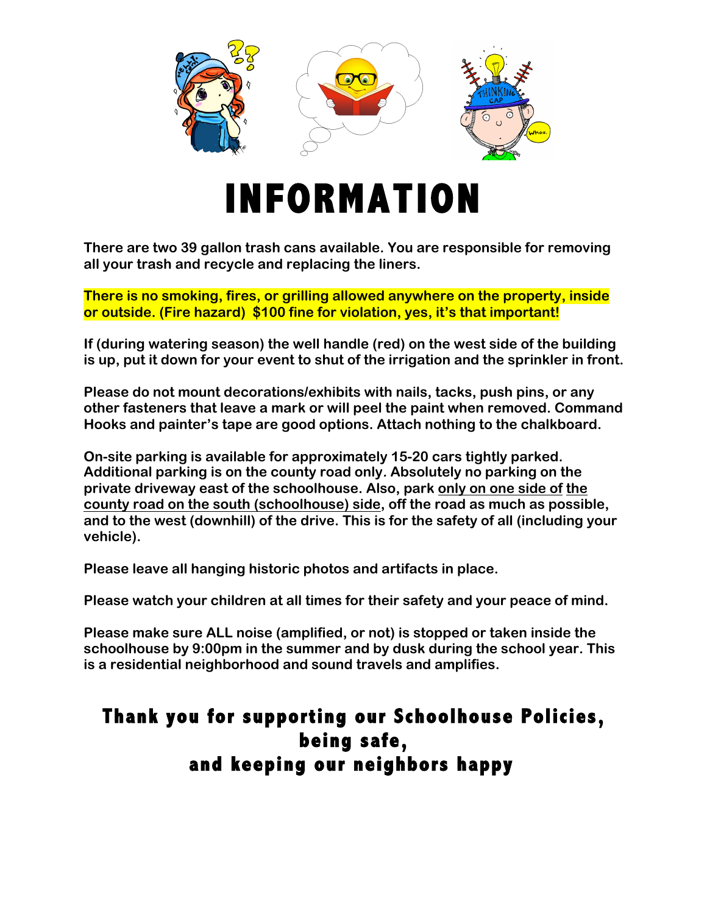# INFORMATION

**There are two 39 gallon trash cans available. You are responsible for removing all your trash and recycle and replacing the liners.**

**There is no smoking, fires, or grilling allowed anywhere on the property, inside or outside. (Fire hazard) $100 fine for violation, yes, it's that important!**

**If (during watering season) the well handle (red) on the west side of the building is up, put it down for your event to shut of the irrigation and the sprinkler in front.**

**Please do not mount decorations/exhibits with nails, tacks, push pins, or any other fasteners that leave a mark or will peel the paint when removed. Command Hooks and painter's tape are good options. Attach nothing to the chalkboard.**

**On-site parking is available for approximately 15-20 cars tightly parked. Additional parking is on the county road only. Absolutely no parking on the private driveway east of the schoolhouse. Also, park only on one side of the county road on the south (schoolhouse) side, off the road as much as possible, and to the west (downhill) of the drive. This is for the safety of all (including your vehicle).**

**Please leave all hanging historic photos and artifacts in place.**

**Please watch your children at all times for their safety and your peace of mind.**

**Please make sure ALL noise (amplified, or not) is stopped or taken inside the schoolhouse by 9:00pm in the summer and by dusk during the school year. This is a residential neighborhood and sound travels and amplifies.**

## Thank you for supporting our Schoolhouse Policies, being safe, and keeping our neighbors happy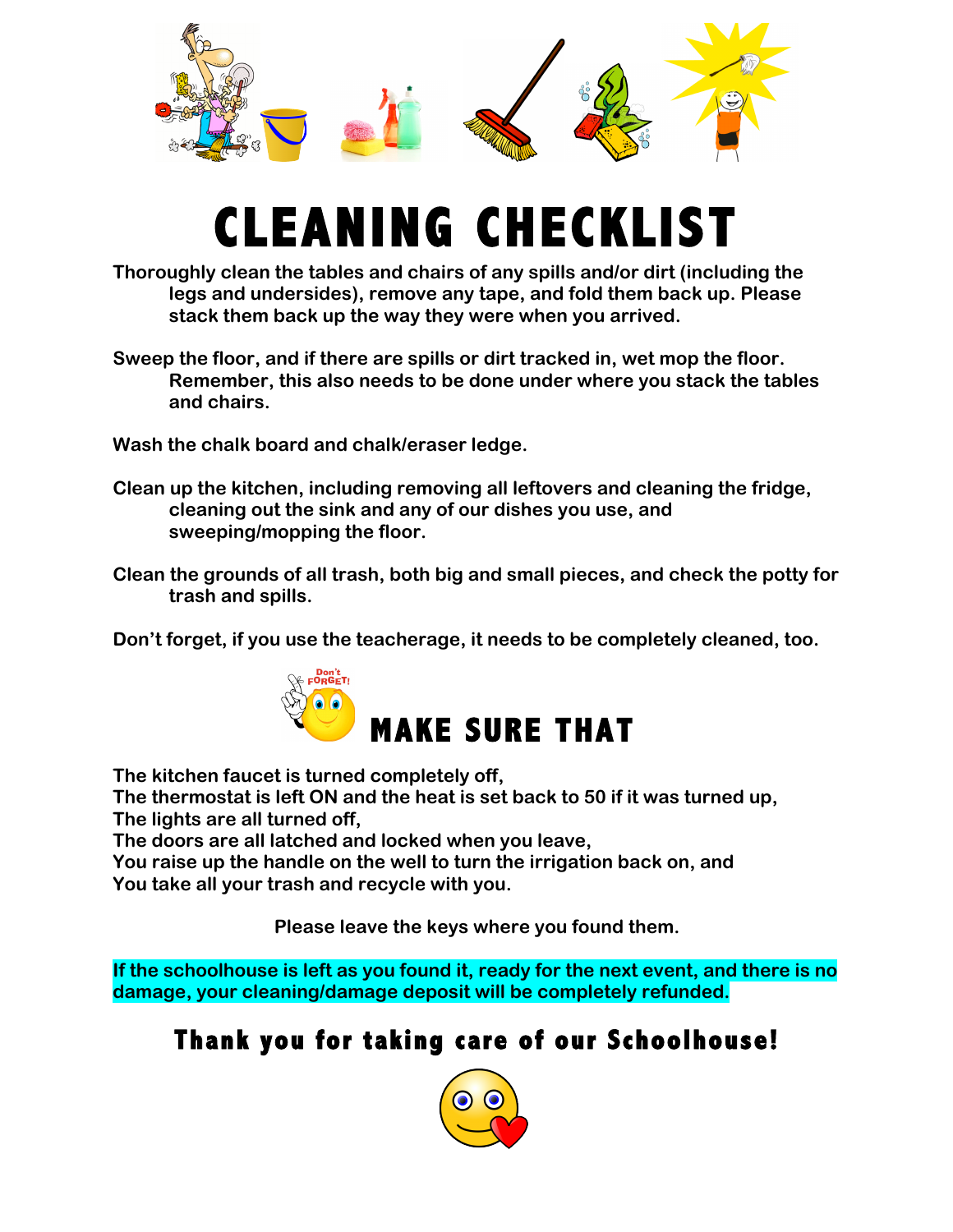# CLEANING CHECKLIST

Thoroughly clean the tables and chairs of any spills and/or dirt (including the legs and undersides), remove any tape, and fold them back up. Please stack them back up the way they were when you arrived.

Sweep the floor, and if there are spills or dirt tracked in, wet mop the floor. Remember, this also needs to be done under where you stack the tables and chairs.

Wash the chalk board and chalk/eraser ledge.

Clean up the kitchen, including removing all leftovers and cleaning the fridge, cleaning out the sink and any of our dishes you use, and sweeping/mopping the floor.

Clean the grounds of all trash, both big and small pieces, and check the potty for trash and spills.

Don't forget, if you use the teacherage, it needs to be completely cleaned, too.

## MAKE SURE THAT

The kitchen faucet is turned completely off,
The thermostat is left ON and the heat is set back to 50 if it was turned up,
The lights are all turned off,
The doors are all latched and locked when you leave,
You raise up the handle on the well to turn the irrigation back on, and
You take all your trash and recycle with you.

Please leave the keys where you found them.

**If the schoolhouse is left as you found it, ready for the next event, and there is no damage, your cleaning/damage deposit will be completely refunded.**

## Thank you for taking care of our Schoolhouse!